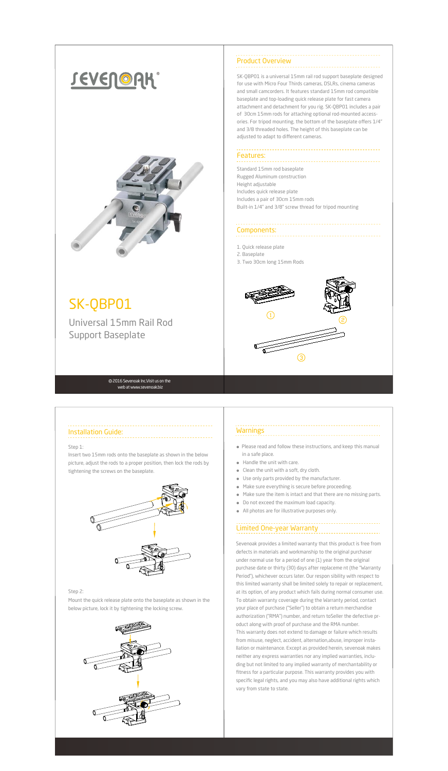# SEVENOAK

# SK-QBP01

## Universal 15mm Rail Rod Support Baseplate

© 2016 Sevenoak Inc.Visit us on the web at www.sevenoak.biz

## Product Overview

SK-QBP01 is a universal 15mm rail rod support baseplate designed for use with Micro Four Thirds cameras, DSLRs, cinema cameras and small camcorders. It features standard 15mm rod compatible baseplate and top-loading quick release plate for fast camera attachment and detachment for you rig. SK-QBP01 includes a pair of 30cm 15mm rods for attaching optional rod-mounted accessories. For tripod mounting, the bottom of the baseplate offers 1/4" and 3/8 threaded holes. The height of this baseplate can be adjusted to adapt to different cameras.

## Features:

Standard 15mm rod baseplate
Rugged Aluminum construction
Height adjustable
Includes quick release plate
Includes a pair of 30cm 15mm rods
Built-in 1/4" and 3/8" screw thread for tripod mounting

## Components:

1. Quick release plate
2. Baseplate
3. Two 30cm long 15mm Rods

①　②　③

## Installation Guide:

Step 1:

Insert two 15mm rods onto the baseplate as shown in the below picture, adjust the rods to a proper position, then lock the rods by tightening the screws on the baseplate.

Step 2:

Mount the quick release plate onto the baseplate as shown in the below picture, lock it by tightening the locking screw.

## Warnings

- Please read and follow these instructions, and keep this manual in a safe place.
- Handle the unit with care.
- Clean the unit with a soft, dry cloth.
- Use only parts provided by the manufacturer.
- Make sure everything is secure before proceeding.
- Make sure the item is intact and that there are no missing parts.
- Do not exceed the maximum load capacity.
- All photos are for illustrative purposes only.

## Limited One-year Warranty

Sevenoak provides a limited warranty that this product is free from defects in materials and workmanship to the original purchaser under normal use for a period of one (1) year from the original purchase date or thirty (30) days after replaceme nt (the "Warranty Period"), whichever occurs later. Our respon sibility with respect to this limited warranty shall be limited solely to repair or replacement, at its option, of any product which fails during normal consumer use. To obtain warranty coverage during the Warranty period, contact your place of purchase ("Seller") to obtain a return merchandise authorization ("RMA") number, and return toSeller the defective product along with proof of purchase and the RMA number.
This warranty does not extend to damage or failure which results from misuse, neglect, accident, alternation,abuse, improper installation or maintenance. Except as provided herein, sevenoak makes neither any express warranties nor any implied warranties, including but not limited to any implied warranty of merchantability or fitness for a particular purpose. This warranty provides you with specific legal rights, and you may also have additional rights which vary from state to state.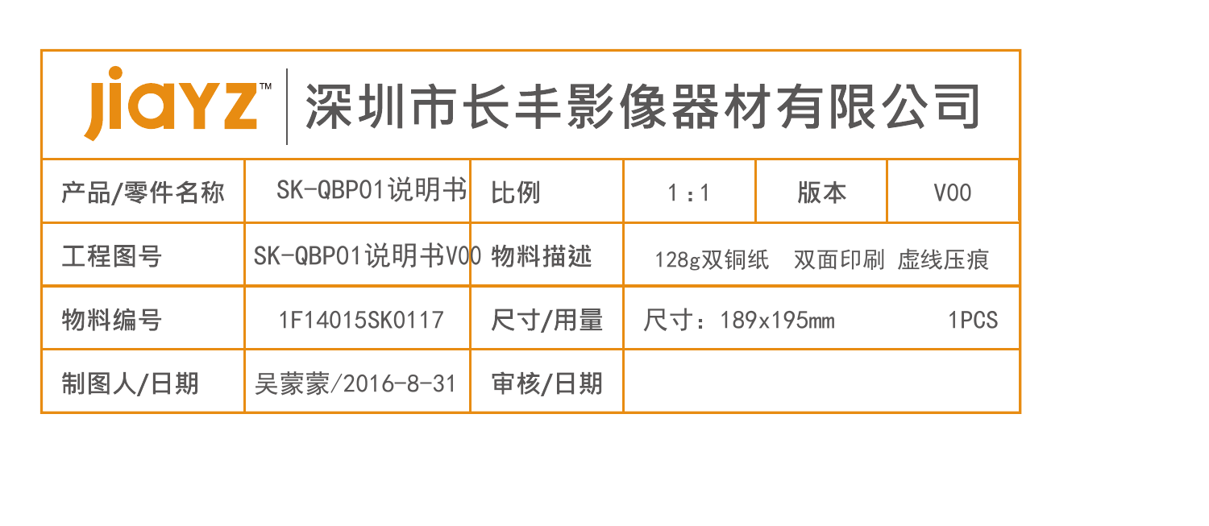# jiayz™ | 深圳市长丰影像器材有限公司

| | | | | | |
|---|---|---|---|---|---|
| 产品/零件名称 | SK-QBP01说明书 | 比例 | 1：1 | 版本 | V00 |
| 工程图号 | SK-QBP01说明书V00 | 物料描述 | 128g双铜纸　双面印刷 虚线压痕 | | |
| 物料编号 | 1F14015SK0117 | 尺寸/用量 | 尺寸：189x195mm　　　1PCS | | |
| 制图人/日期 | 吴蒙蒙/2016-8-31 | 审核/日期 | | | |